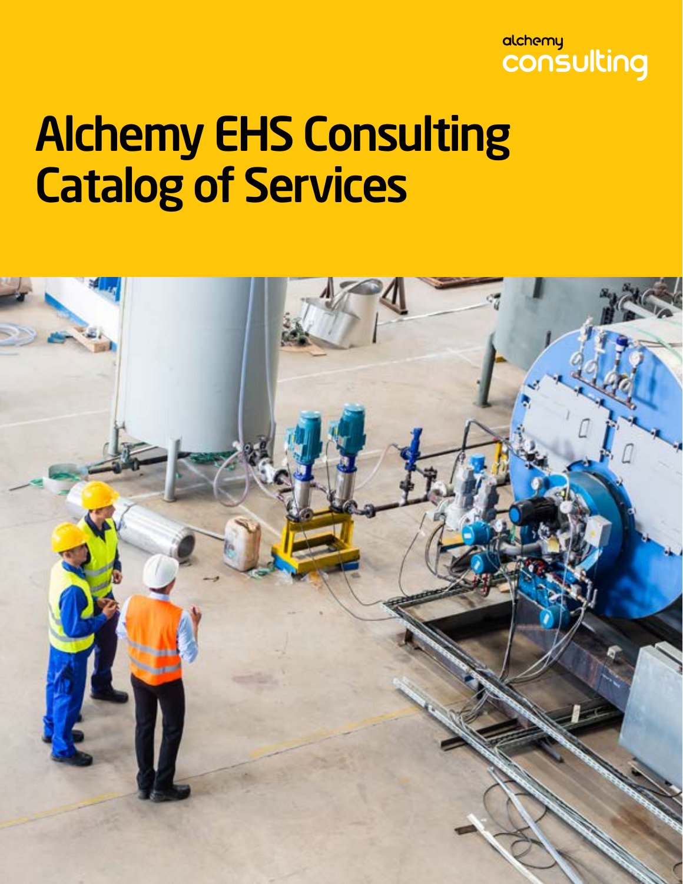alchemy consulting

# Alchemy EHS Consulting Catalog of Services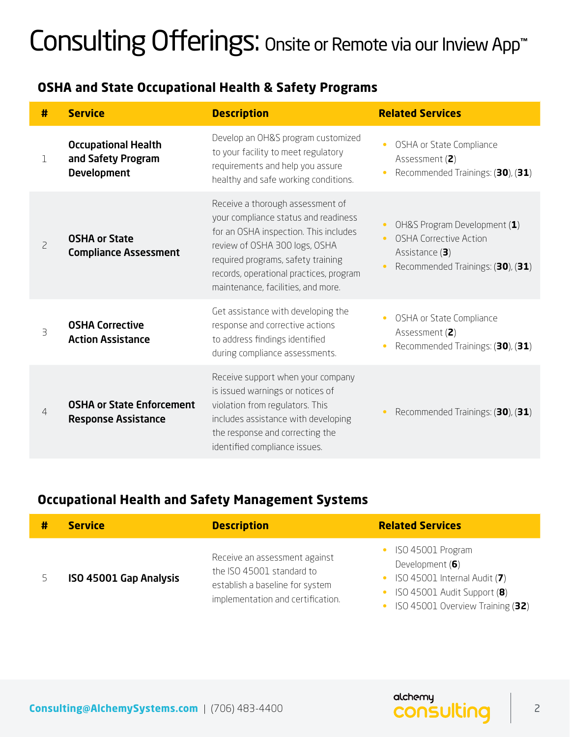# Consulting Offerings: Onsite or Remote via our Inview App™

## OSHA and State Occupational Health & Safety Programs

| # | Service | Description | Related Services |
|---|---|---|---|
| 1 | **Occupational Health and Safety Program Development** | Develop an OH&S program customized to your facility to meet regulatory requirements and help you assure healthy and safe working conditions. | • OSHA or State Compliance Assessment (**2**)<br>• Recommended Trainings: (**30**), (**31**) |
| 2 | **OSHA or State Compliance Assessment** | Receive a thorough assessment of your compliance status and readiness for an OSHA inspection. This includes review of OSHA 300 logs, OSHA required programs, safety training records, operational practices, program maintenance, facilities, and more. | • OH&S Program Development (**1**)<br>• OSHA Corrective Action Assistance (**3**)<br>• Recommended Trainings: (**30**), (**31**) |
| 3 | **OSHA Corrective Action Assistance** | Get assistance with developing the response and corrective actions to address findings identified during compliance assessments. | • OSHA or State Compliance Assessment (**2**)<br>• Recommended Trainings: (**30**), (**31**) |
| 4 | **OSHA or State Enforcement Response Assistance** | Receive support when your company is issued warnings or notices of violation from regulators. This includes assistance with developing the response and correcting the identified compliance issues. | • Recommended Trainings: (**30**), (**31**) |

## Occupational Health and Safety Management Systems

| # | Service | Description | Related Services |
|---|---|---|---|
| 5 | **ISO 45001 Gap Analysis** | Receive an assessment against the ISO 45001 standard to establish a baseline for system implementation and certification. | • ISO 45001 Program Development (**6**)<br>• ISO 45001 Internal Audit (**7**)<br>• ISO 45001 Audit Support (**8**)<br>• ISO 45001 Overview Training (**32**) |

**Consulting@AlchemySystems.com** | (706) 483-4400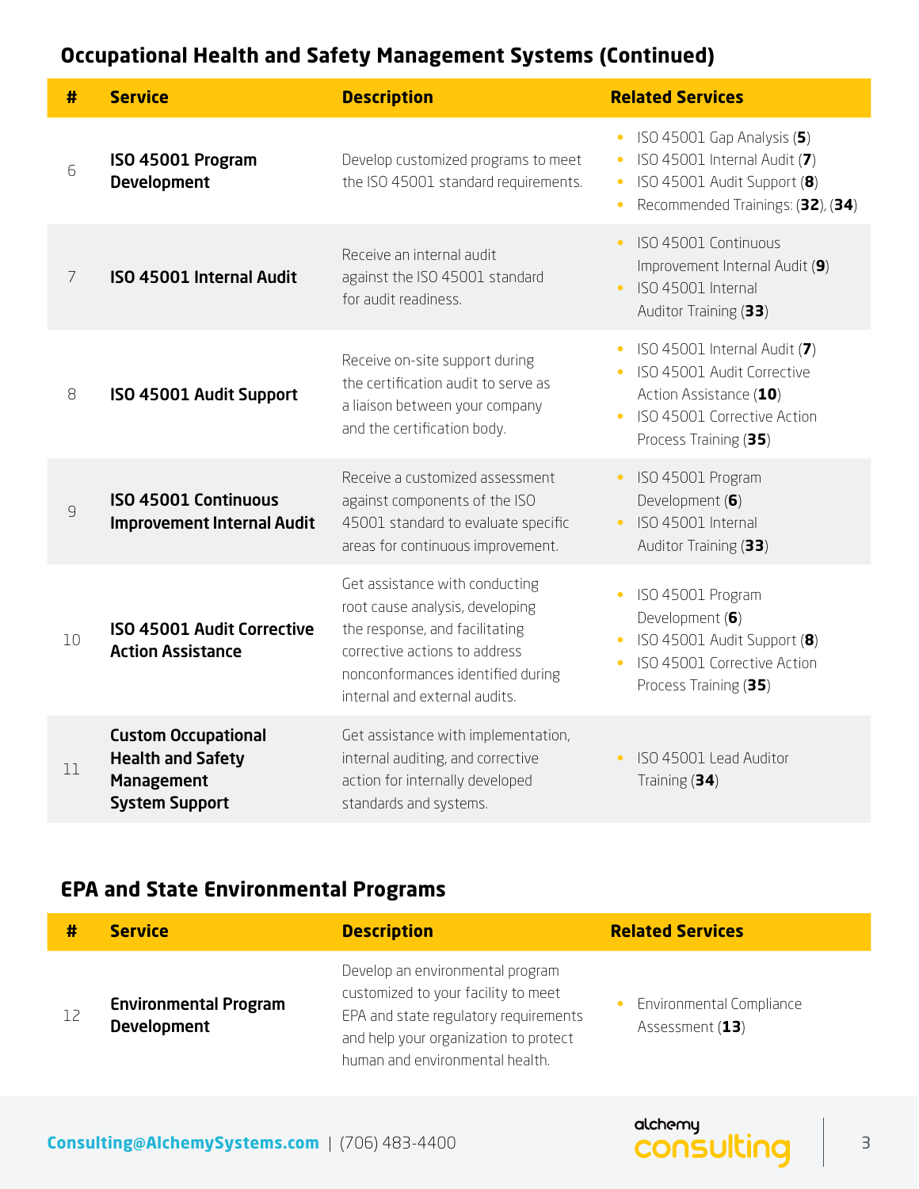## Occupational Health and Safety Management Systems (Continued)

| # | Service | Description | Related Services |
|---|---|---|---|
| 6 | **ISO 45001 Program Development** | Develop customized programs to meet the ISO 45001 standard requirements. | • ISO 45001 Gap Analysis (**5**)<br>• ISO 45001 Internal Audit (**7**)<br>• ISO 45001 Audit Support (**8**)<br>• Recommended Trainings: (**32**), (**34**) |
| 7 | **ISO 45001 Internal Audit** | Receive an internal audit against the ISO 45001 standard for audit readiness. | • ISO 45001 Continuous Improvement Internal Audit (**9**)<br>• ISO 45001 Internal Auditor Training (**33**) |
| 8 | **ISO 45001 Audit Support** | Receive on-site support during the certification audit to serve as a liaison between your company and the certification body. | • ISO 45001 Internal Audit (**7**)<br>• ISO 45001 Audit Corrective Action Assistance (**10**)<br>• ISO 45001 Corrective Action Process Training (**35**) |
| 9 | **ISO 45001 Continuous Improvement Internal Audit** | Receive a customized assessment against components of the ISO 45001 standard to evaluate specific areas for continuous improvement. | • ISO 45001 Program Development (**6**)<br>• ISO 45001 Internal Auditor Training (**33**) |
| 10 | **ISO 45001 Audit Corrective Action Assistance** | Get assistance with conducting root cause analysis, developing the response, and facilitating corrective actions to address nonconformances identified during internal and external audits. | • ISO 45001 Program Development (**6**)<br>• ISO 45001 Audit Support (**8**)<br>• ISO 45001 Corrective Action Process Training (**35**) |
| 11 | **Custom Occupational Health and Safety Management System Support** | Get assistance with implementation, internal auditing, and corrective action for internally developed standards and systems. | • ISO 45001 Lead Auditor Training (**34**) |

## EPA and State Environmental Programs

| # | Service | Description | Related Services |
|---|---|---|---|
| 12 | **Environmental Program Development** | Develop an environmental program customized to your facility to meet EPA and state regulatory requirements and help your organization to protect human and environmental health. | • Environmental Compliance Assessment (**13**) |

**Consulting@AlchemySystems.com** | (706) 483-4400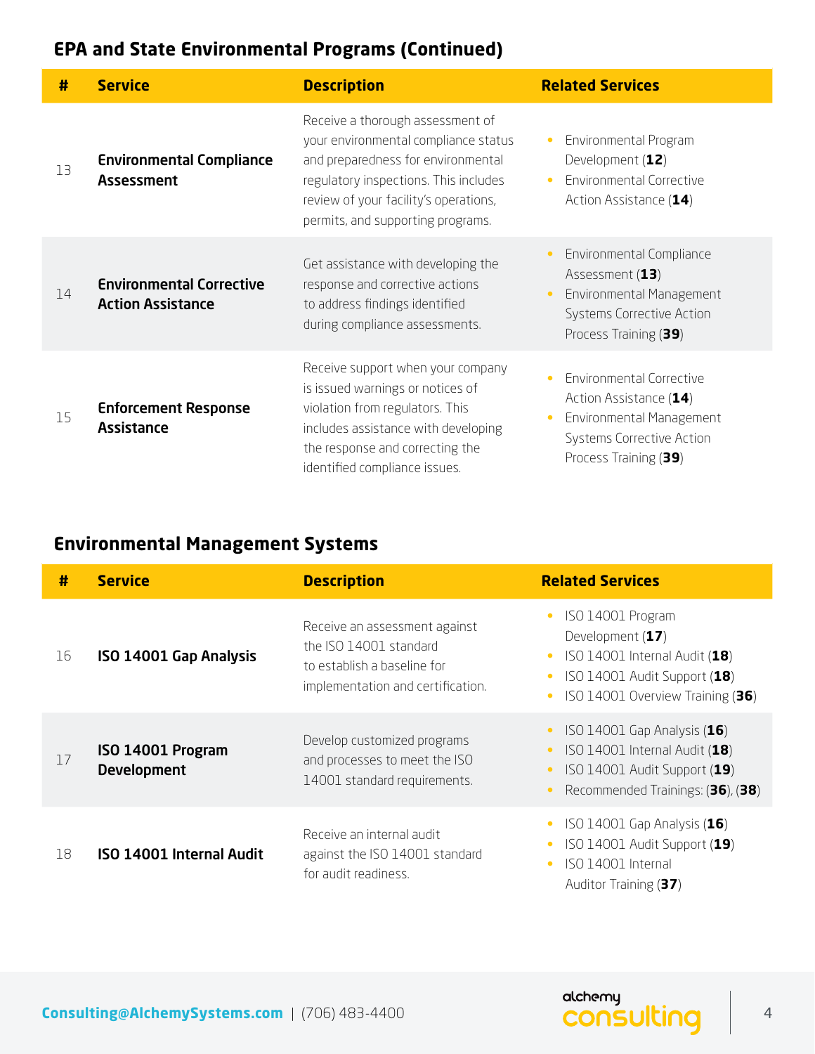## EPA and State Environmental Programs (Continued)

| # | Service | Description | Related Services |
|---|---|---|---|
| 13 | **Environmental Compliance Assessment** | Receive a thorough assessment of your environmental compliance status and preparedness for environmental regulatory inspections. This includes review of your facility's operations, permits, and supporting programs. | • Environmental Program Development (**12**)<br>• Environmental Corrective Action Assistance (**14**) |
| 14 | **Environmental Corrective Action Assistance** | Get assistance with developing the response and corrective actions to address findings identified during compliance assessments. | • Environmental Compliance Assessment (**13**)<br>• Environmental Management Systems Corrective Action Process Training (**39**) |
| 15 | **Enforcement Response Assistance** | Receive support when your company is issued warnings or notices of violation from regulators. This includes assistance with developing the response and correcting the identified compliance issues. | • Environmental Corrective Action Assistance (**14**)<br>• Environmental Management Systems Corrective Action Process Training (**39**) |

## Environmental Management Systems

| # | Service | Description | Related Services |
|---|---|---|---|
| 16 | **ISO 14001 Gap Analysis** | Receive an assessment against the ISO 14001 standard to establish a baseline for implementation and certification. | • ISO 14001 Program Development (**17**)<br>• ISO 14001 Internal Audit (**18**)<br>• ISO 14001 Audit Support (**18**)<br>• ISO 14001 Overview Training (**36**) |
| 17 | **ISO 14001 Program Development** | Develop customized programs and processes to meet the ISO 14001 standard requirements. | • ISO 14001 Gap Analysis (**16**)<br>• ISO 14001 Internal Audit (**18**)<br>• ISO 14001 Audit Support (**19**)<br>• Recommended Trainings: (**36**), (**38**) |
| 18 | **ISO 14001 Internal Audit** | Receive an internal audit against the ISO 14001 standard for audit readiness. | • ISO 14001 Gap Analysis (**16**)<br>• ISO 14001 Audit Support (**19**)<br>• ISO 14001 Internal Auditor Training (**37**) |

Consulting@AlchemySystems.com | (706) 483-4400

alchemy consulting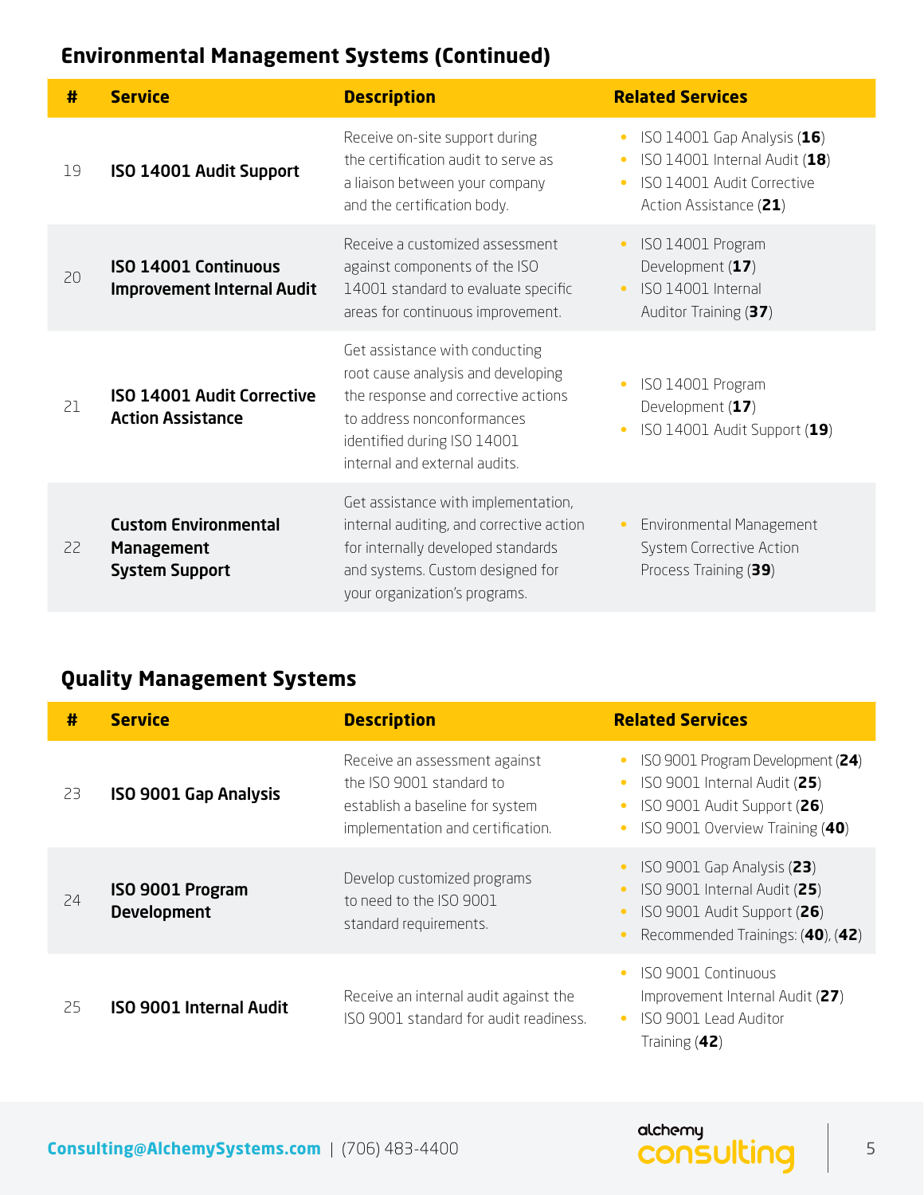## Environmental Management Systems (Continued)

| # | Service | Description | Related Services |
|---|---|---|---|
| 19 | **ISO 14001 Audit Support** | Receive on-site support during the certification audit to serve as a liaison between your company and the certification body. | • ISO 14001 Gap Analysis (**16**)<br>• ISO 14001 Internal Audit (**18**)<br>• ISO 14001 Audit Corrective Action Assistance (**21**) |
| 20 | **ISO 14001 Continuous Improvement Internal Audit** | Receive a customized assessment against components of the ISO 14001 standard to evaluate specific areas for continuous improvement. | • ISO 14001 Program Development (**17**)<br>• ISO 14001 Internal Auditor Training (**37**) |
| 21 | **ISO 14001 Audit Corrective Action Assistance** | Get assistance with conducting root cause analysis and developing the response and corrective actions to address nonconformances identified during ISO 14001 internal and external audits. | • ISO 14001 Program Development (**17**)<br>• ISO 14001 Audit Support (**19**) |
| 22 | **Custom Environmental Management System Support** | Get assistance with implementation, internal auditing, and corrective action for internally developed standards and systems. Custom designed for your organization's programs. | • Environmental Management System Corrective Action Process Training (**39**) |

## Quality Management Systems

| # | Service | Description | Related Services |
|---|---|---|---|
| 23 | **ISO 9001 Gap Analysis** | Receive an assessment against the ISO 9001 standard to establish a baseline for system implementation and certification. | • ISO 9001 Program Development (**24**)<br>• ISO 9001 Internal Audit (**25**)<br>• ISO 9001 Audit Support (**26**)<br>• ISO 9001 Overview Training (**40**) |
| 24 | **ISO 9001 Program Development** | Develop customized programs to need to the ISO 9001 standard requirements. | • ISO 9001 Gap Analysis (**23**)<br>• ISO 9001 Internal Audit (**25**)<br>• ISO 9001 Audit Support (**26**)<br>• Recommended Trainings: (**40**), (**42**) |
| 25 | **ISO 9001 Internal Audit** | Receive an internal audit against the ISO 9001 standard for audit readiness. | • ISO 9001 Continuous Improvement Internal Audit (**27**)<br>• ISO 9001 Lead Auditor Training (**42**) |

**Consulting@AlchemySystems.com** | (706) 483-4400

alchemy consulting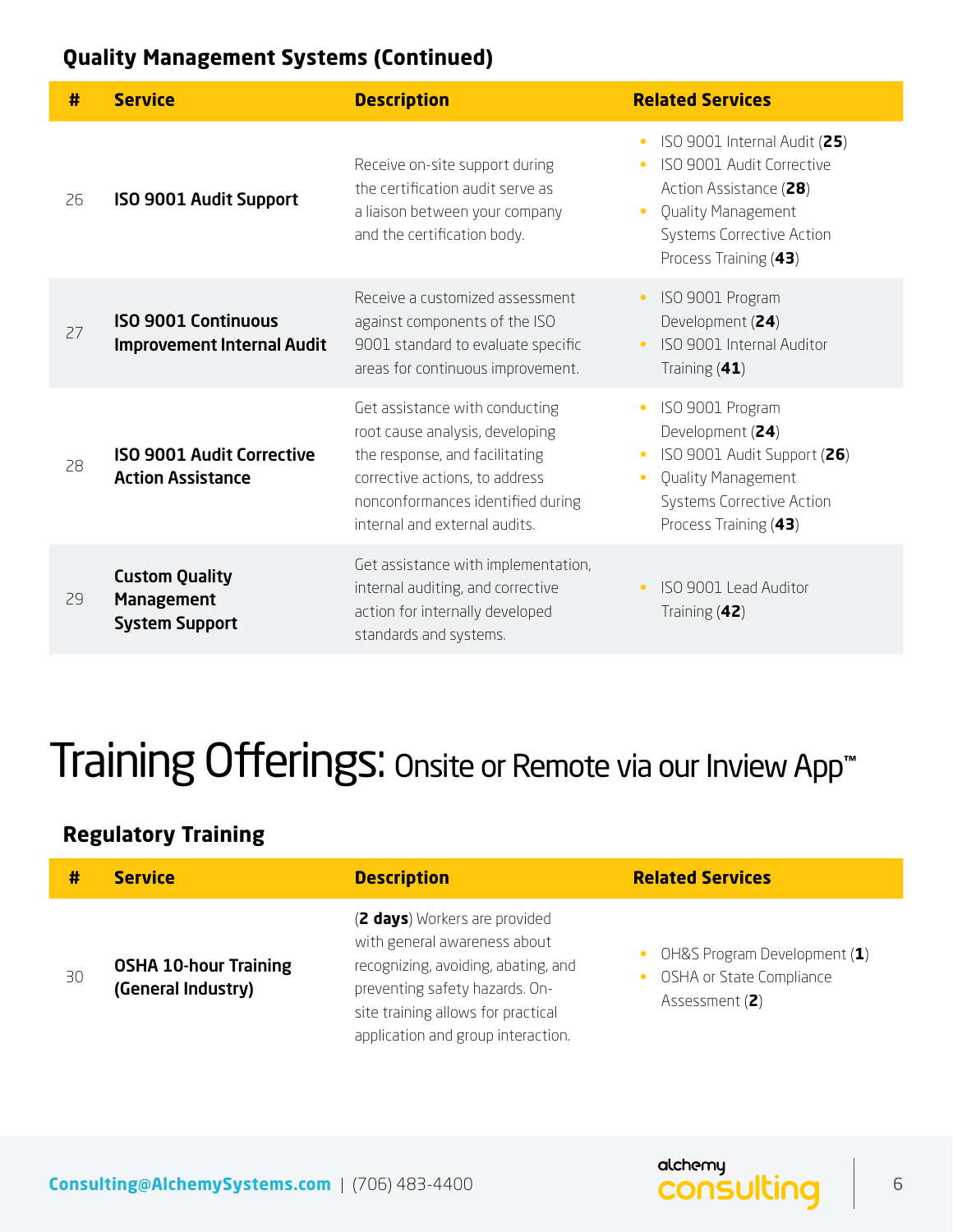### Quality Management Systems (Continued)

| # | Service | Description | Related Services |
|---|---|---|---|
| 26 | **ISO 9001 Audit Support** | Receive on-site support during the certification audit serve as a liaison between your company and the certification body. | • ISO 9001 Internal Audit (**25**)<br>• ISO 9001 Audit Corrective Action Assistance (**28**)<br>• Quality Management Systems Corrective Action Process Training (**43**) |
| 27 | **ISO 9001 Continuous Improvement Internal Audit** | Receive a customized assessment against components of the ISO 9001 standard to evaluate specific areas for continuous improvement. | • ISO 9001 Program Development (**24**)<br>• ISO 9001 Internal Auditor Training (**41**) |
| 28 | **ISO 9001 Audit Corrective Action Assistance** | Get assistance with conducting root cause analysis, developing the response, and facilitating corrective actions, to address nonconformances identified during internal and external audits. | • ISO 9001 Program Development (**24**)<br>• ISO 9001 Audit Support (**26**)<br>• Quality Management Systems Corrective Action Process Training (**43**) |
| 29 | **Custom Quality Management System Support** | Get assistance with implementation, internal auditing, and corrective action for internally developed standards and systems. | • ISO 9001 Lead Auditor Training (**42**) |

# Training Offerings: Onsite or Remote via our Inview App™

### Regulatory Training

| # | Service | Description | Related Services |
|---|---|---|---|
| 30 | **OSHA 10-hour Training (General Industry)** | (**2 days**) Workers are provided with general awareness about recognizing, avoiding, abating, and preventing safety hazards. On-site training allows for practical application and group interaction. | • OH&S Program Development (**1**)<br>• OSHA or State Compliance Assessment (**2**) |

Consulting@AlchemySystems.com | (706) 483-4400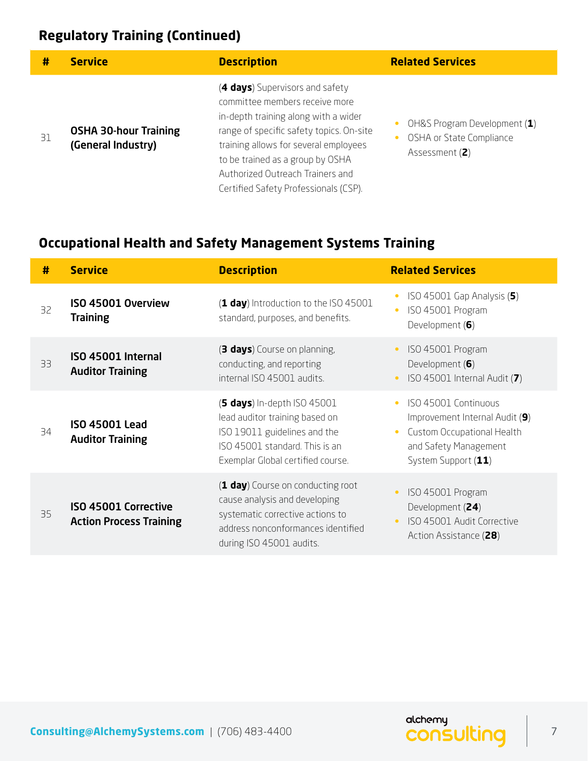## Regulatory Training (Continued)

| # | Service | Description | Related Services |
|---|---|---|---|
| 31 | **OSHA 30-hour Training (General Industry)** | (**4 days**) Supervisors and safety committee members receive more in-depth training along with a wider range of specific safety topics. On-site training allows for several employees to be trained as a group by OSHA Authorized Outreach Trainers and Certified Safety Professionals (CSP). | • OH&S Program Development (**1**)<br>• OSHA or State Compliance Assessment (**2**) |

## Occupational Health and Safety Management Systems Training

| # | Service | Description | Related Services |
|---|---|---|---|
| 32 | **ISO 45001 Overview Training** | (**1 day**) Introduction to the ISO 45001 standard, purposes, and benefits. | • ISO 45001 Gap Analysis (**5**)<br>• ISO 45001 Program Development (**6**) |
| 33 | **ISO 45001 Internal Auditor Training** | (**3 days**) Course on planning, conducting, and reporting internal ISO 45001 audits. | • ISO 45001 Program Development (**6**)<br>• ISO 45001 Internal Audit (**7**) |
| 34 | **ISO 45001 Lead Auditor Training** | (**5 days**) In-depth ISO 45001 lead auditor training based on ISO 19011 guidelines and the ISO 45001 standard. This is an Exemplar Global certified course. | • ISO 45001 Continuous Improvement Internal Audit (**9**)<br>• Custom Occupational Health and Safety Management System Support (**11**) |
| 35 | **ISO 45001 Corrective Action Process Training** | (**1 day**) Course on conducting root cause analysis and developing systematic corrective actions to address nonconformances identified during ISO 45001 audits. | • ISO 45001 Program Development (**24**)<br>• ISO 45001 Audit Corrective Action Assistance (**28**) |

**Consulting@AlchemySystems.com** | (706) 483-4400

alchemy consulting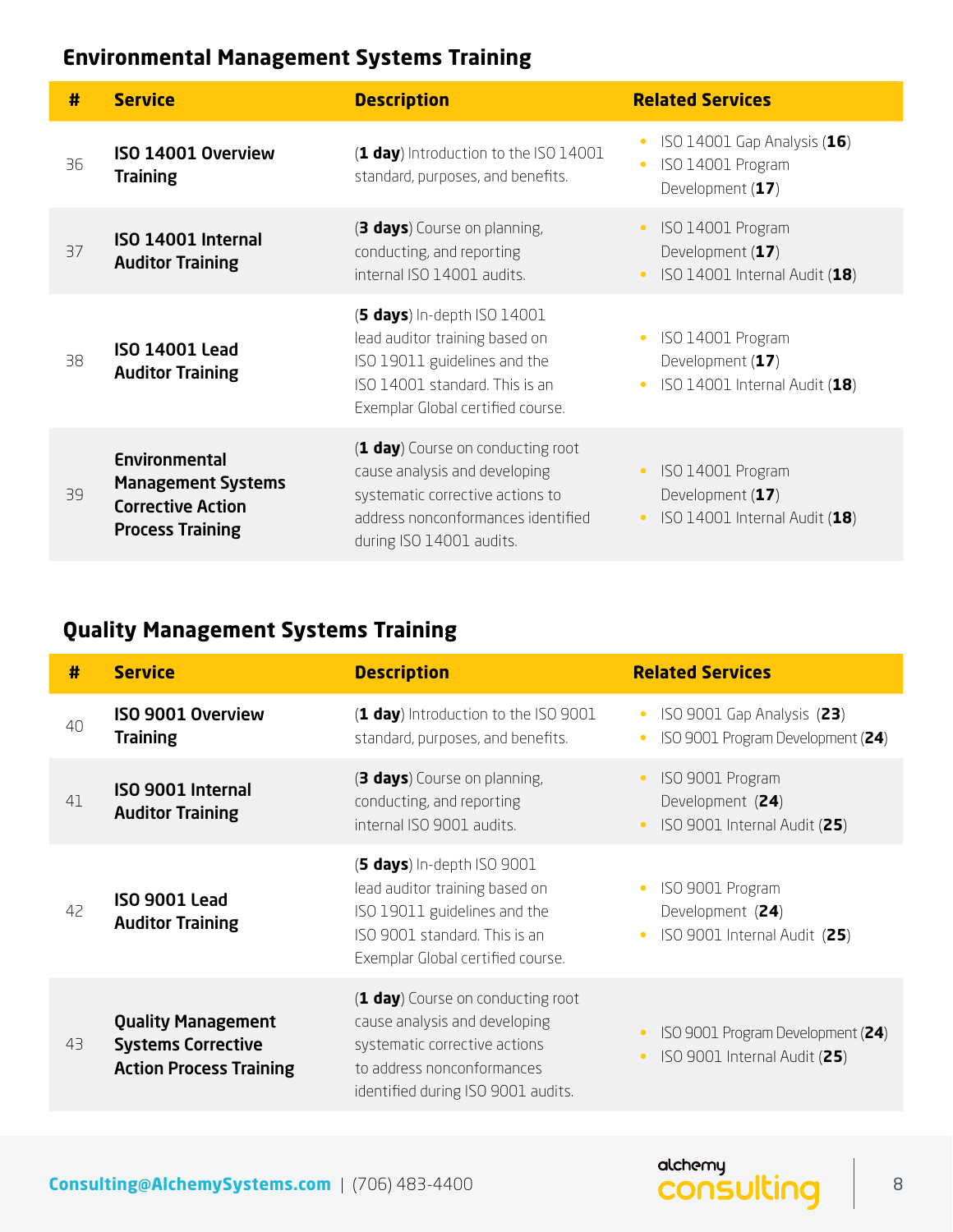## Environmental Management Systems Training

| # | Service | Description | Related Services |
|---|---|---|---|
| 36 | **ISO 14001 Overview Training** | (**1 day**) Introduction to the ISO 14001 standard, purposes, and benefits. | • ISO 14001 Gap Analysis (**16**)<br>• ISO 14001 Program Development (**17**) |
| 37 | **ISO 14001 Internal Auditor Training** | (**3 days**) Course on planning, conducting, and reporting internal ISO 14001 audits. | • ISO 14001 Program Development (**17**)<br>• ISO 14001 Internal Audit (**18**) |
| 38 | **ISO 14001 Lead Auditor Training** | (**5 days**) In-depth ISO 14001 lead auditor training based on ISO 19011 guidelines and the ISO 14001 standard. This is an Exemplar Global certified course. | • ISO 14001 Program Development (**17**)<br>• ISO 14001 Internal Audit (**18**) |
| 39 | **Environmental Management Systems Corrective Action Process Training** | (**1 day**) Course on conducting root cause analysis and developing systematic corrective actions to address nonconformances identified during ISO 14001 audits. | • ISO 14001 Program Development (**17**)<br>• ISO 14001 Internal Audit (**18**) |

## Quality Management Systems Training

| # | Service | Description | Related Services |
|---|---|---|---|
| 40 | **ISO 9001 Overview Training** | (**1 day**) Introduction to the ISO 9001 standard, purposes, and benefits. | • ISO 9001 Gap Analysis (**23**)<br>• ISO 9001 Program Development (**24**) |
| 41 | **ISO 9001 Internal Auditor Training** | (**3 days**) Course on planning, conducting, and reporting internal ISO 9001 audits. | • ISO 9001 Program Development (**24**)<br>• ISO 9001 Internal Audit (**25**) |
| 42 | **ISO 9001 Lead Auditor Training** | (**5 days**) In-depth ISO 9001 lead auditor training based on ISO 19011 guidelines and the ISO 9001 standard. This is an Exemplar Global certified course. | • ISO 9001 Program Development (**24**)<br>• ISO 9001 Internal Audit (**25**) |
| 43 | **Quality Management Systems Corrective Action Process Training** | (**1 day**) Course on conducting root cause analysis and developing systematic corrective actions to address nonconformances identified during ISO 9001 audits. | • ISO 9001 Program Development (**24**)<br>• ISO 9001 Internal Audit (**25**) |

**Consulting@AlchemySystems.com** | (706) 483-4400

alchemy consulting